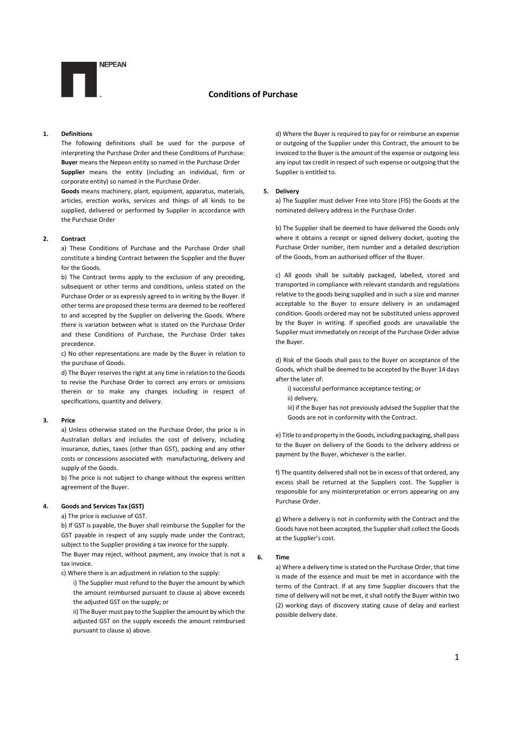NEPEAN

# Conditions of Purchase

**1. Definitions**

The following definitions shall be used for the purpose of interpreting the Purchase Order and these Conditions of Purchase:

**Buyer** means the Nepean entity so named in the Purchase Order

**Supplier** means the entity (including an individual, firm or corporate entity) so named in the Purchase Order.

**Goods** means machinery, plant, equipment, apparatus, materials, articles, erection works, services and things of all kinds to be supplied, delivered or performed by Supplier in accordance with the Purchase Order

**2. Contract**

a) These Conditions of Purchase and the Purchase Order shall constitute a binding Contract between the Supplier and the Buyer for the Goods.

b) The Contract terms apply to the exclusion of any preceding, subsequent or other terms and conditions, unless stated on the Purchase Order or as expressly agreed to in writing by the Buyer. If other terms are proposed these terms are deemed to be reoffered to and accepted by the Supplier on delivering the Goods. Where there is variation between what is stated on the Purchase Order and these Conditions of Purchase, the Purchase Order takes precedence.

c) No other representations are made by the Buyer in relation to the purchase of Goods.

d) The Buyer reserves the right at any time in relation to the Goods to revise the Purchase Order to correct any errors or omissions therein or to make any changes including in respect of specifications, quantity and delivery.

**3. Price**

a) Unless otherwise stated on the Purchase Order, the price is in Australian dollars and includes the cost of delivery, including insurance, duties, taxes (other than GST), packing and any other costs or concessions associated with manufacturing, delivery and supply of the Goods.

b) The price is not subject to change without the express written agreement of the Buyer.

**4. Goods and Services Tax (GST)**

a) The price is exclusive of GST.

b) If GST is payable, the Buyer shall reimburse the Supplier for the GST payable in respect of any supply made under the Contract, subject to the Supplier providing a tax invoice for the supply.

The Buyer may reject, without payment, any invoice that is not a tax invoice.

c) Where there is an adjustment in relation to the supply:

i) The Supplier must refund to the Buyer the amount by which the amount reimbursed pursuant to clause a) above exceeds the adjusted GST on the supply; or

ii) The Buyer must pay to the Supplier the amount by which the adjusted GST on the supply exceeds the amount reimbursed pursuant to clause a) above.

d) Where the Buyer is required to pay for or reimburse an expense or outgoing of the Supplier under this Contract, the amount to be invoiced to the Buyer is the amount of the expense or outgoing less any input tax credit in respect of such expense or outgoing that the Supplier is entitled to.

**5. Delivery**

a) The Supplier must deliver Free into Store (FIS) the Goods at the nominated delivery address in the Purchase Order.

b) The Supplier shall be deemed to have delivered the Goods only where it obtains a receipt or signed delivery docket, quoting the Purchase Order number, item number and a detailed description of the Goods, from an authorised officer of the Buyer.

c) All goods shall be suitably packaged, labelled, stored and transported in compliance with relevant standards and regulations relative to the goods being supplied and in such a size and manner acceptable to the Buyer to ensure delivery in an undamaged condition. Goods ordered may not be substituted unless approved by the Buyer in writing. If specified goods are unavailable the Supplier must immediately on receipt of the Purchase Order advise the Buyer.

d) Risk of the Goods shall pass to the Buyer on acceptance of the Goods, which shall be deemed to be accepted by the Buyer 14 days after the later of:

i) successful performance acceptance testing; or

ii) delivery,

iii) if the Buyer has not previously advised the Supplier that the Goods are not in conformity with the Contract.

e) Title to and property in the Goods, including packaging, shall pass to the Buyer on delivery of the Goods to the delivery address or payment by the Buyer, whichever is the earlier.

f) The quantity delivered shall not be in excess of that ordered, any excess shall be returned at the Suppliers cost. The Supplier is responsible for any misinterpretation or errors appearing on any Purchase Order.

g) Where a delivery is not in conformity with the Contract and the Goods have not been accepted, the Supplier shall collect the Goods at the Supplier's cost.

**6. Time**

a) Where a delivery time is stated on the Purchase Order, that time is made of the essence and must be met in accordance with the terms of the Contract. If at any time Supplier discovers that the time of delivery will not be met, it shall notify the Buyer within two (2) working days of discovery stating cause of delay and earliest possible delivery date.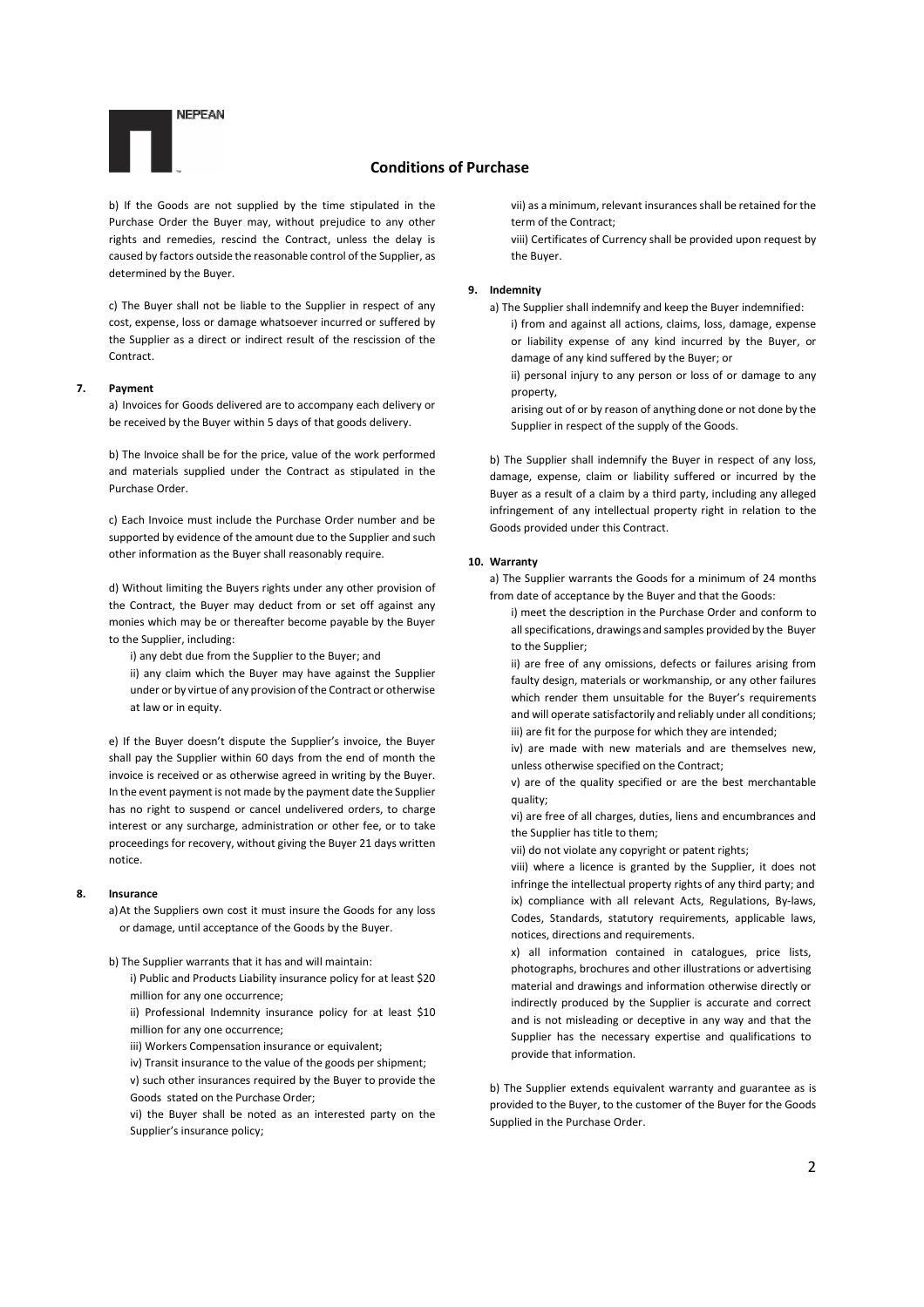b) If the Goods are not supplied by the time stipulated in the Purchase Order the Buyer may, without prejudice to any other rights and remedies, rescind the Contract, unless the delay is caused by factors outside the reasonable control of the Supplier, as determined by the Buyer.

c) The Buyer shall not be liable to the Supplier in respect of any cost, expense, loss or damage whatsoever incurred or suffered by the Supplier as a direct or indirect result of the rescission of the Contract.

**7. Payment**

a) Invoices for Goods delivered are to accompany each delivery or be received by the Buyer within 5 days of that goods delivery.

b) The Invoice shall be for the price, value of the work performed and materials supplied under the Contract as stipulated in the Purchase Order.

c) Each Invoice must include the Purchase Order number and be supported by evidence of the amount due to the Supplier and such other information as the Buyer shall reasonably require.

d) Without limiting the Buyers rights under any other provision of the Contract, the Buyer may deduct from or set off against any monies which may be or thereafter become payable by the Buyer to the Supplier, including:

i) any debt due from the Supplier to the Buyer; and

ii) any claim which the Buyer may have against the Supplier under or by virtue of any provision of the Contract or otherwise at law or in equity.

e) If the Buyer doesn't dispute the Supplier's invoice, the Buyer shall pay the Supplier within 60 days from the end of month the invoice is received or as otherwise agreed in writing by the Buyer. In the event payment is not made by the payment date the Supplier has no right to suspend or cancel undelivered orders, to charge interest or any surcharge, administration or other fee, or to take proceedings for recovery, without giving the Buyer 21 days written notice.

**8. Insurance**

a) At the Suppliers own cost it must insure the Goods for any loss or damage, until acceptance of the Goods by the Buyer.

b) The Supplier warrants that it has and will maintain:

i) Public and Products Liability insurance policy for at least $20 million for any one occurrence;

ii) Professional Indemnity insurance policy for at least $10 million for any one occurrence;

iii) Workers Compensation insurance or equivalent;

iv) Transit insurance to the value of the goods per shipment;

v) such other insurances required by the Buyer to provide the Goods stated on the Purchase Order;

vi) the Buyer shall be noted as an interested party on the Supplier's insurance policy;

vii) as a minimum, relevant insurances shall be retained for the term of the Contract;

viii) Certificates of Currency shall be provided upon request by the Buyer.

**9. Indemnity**

a) The Supplier shall indemnify and keep the Buyer indemnified:

i) from and against all actions, claims, loss, damage, expense or liability expense of any kind incurred by the Buyer, or damage of any kind suffered by the Buyer; or

ii) personal injury to any person or loss of or damage to any property,

arising out of or by reason of anything done or not done by the Supplier in respect of the supply of the Goods.

b) The Supplier shall indemnify the Buyer in respect of any loss, damage, expense, claim or liability suffered or incurred by the Buyer as a result of a claim by a third party, including any alleged infringement of any intellectual property right in relation to the Goods provided under this Contract.

**10. Warranty**

a) The Supplier warrants the Goods for a minimum of 24 months from date of acceptance by the Buyer and that the Goods:

i) meet the description in the Purchase Order and conform to all specifications, drawings and samples provided by the Buyer to the Supplier;

ii) are free of any omissions, defects or failures arising from faulty design, materials or workmanship, or any other failures which render them unsuitable for the Buyer's requirements and will operate satisfactorily and reliably under all conditions;

iii) are fit for the purpose for which they are intended;

iv) are made with new materials and are themselves new, unless otherwise specified on the Contract;

v) are of the quality specified or are the best merchantable quality;

vi) are free of all charges, duties, liens and encumbrances and the Supplier has title to them;

vii) do not violate any copyright or patent rights;

viii) where a licence is granted by the Supplier, it does not infringe the intellectual property rights of any third party; and

ix) compliance with all relevant Acts, Regulations, By-laws, Codes, Standards, statutory requirements, applicable laws, notices, directions and requirements.

x) all information contained in catalogues, price lists, photographs, brochures and other illustrations or advertising material and drawings and information otherwise directly or indirectly produced by the Supplier is accurate and correct and is not misleading or deceptive in any way and that the Supplier has the necessary expertise and qualifications to provide that information.

b) The Supplier extends equivalent warranty and guarantee as is provided to the Buyer, to the customer of the Buyer for the Goods Supplied in the Purchase Order.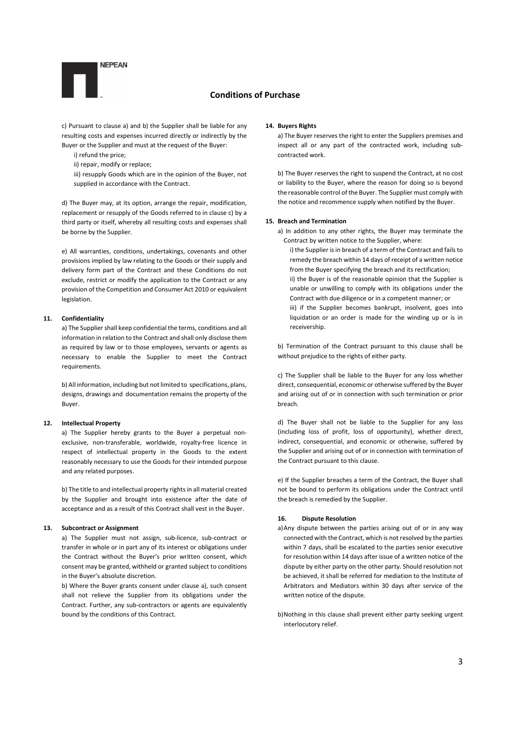# Conditions of Purchase

c) Pursuant to clause a) and b) the Supplier shall be liable for any resulting costs and expenses incurred directly or indirectly by the Buyer or the Supplier and must at the request of the Buyer:

i) refund the price;

ii) repair, modify or replace;

iii) resupply Goods which are in the opinion of the Buyer, not supplied in accordance with the Contract.

d) The Buyer may, at its option, arrange the repair, modification, replacement or resupply of the Goods referred to in clause c) by a third party or itself, whereby all resulting costs and expenses shall be borne by the Supplier.

e) All warranties, conditions, undertakings, covenants and other provisions implied by law relating to the Goods or their supply and delivery form part of the Contract and these Conditions do not exclude, restrict or modify the application to the Contract or any provision of the Competition and Consumer Act 2010 or equivalent legislation.

## 11. Confidentiality

a) The Supplier shall keep confidential the terms, conditions and all information in relation to the Contract and shall only disclose them as required by law or to those employees, servants or agents as necessary to enable the Supplier to meet the Contract requirements.

b) All information, including but not limited to specifications, plans, designs, drawings and documentation remains the property of the Buyer.

## 12. Intellectual Property

a) The Supplier hereby grants to the Buyer a perpetual non-exclusive, non-transferable, worldwide, royalty-free licence in respect of intellectual property in the Goods to the extent reasonably necessary to use the Goods for their intended purpose and any related purposes.

b) The title to and intellectual property rights in all material created by the Supplier and brought into existence after the date of acceptance and as a result of this Contract shall vest in the Buyer.

## 13. Subcontract or Assignment

a) The Supplier must not assign, sub-licence, sub-contract or transfer in whole or in part any of its interest or obligations under the Contract without the Buyer's prior written consent, which consent may be granted, withheld or granted subject to conditions in the Buyer's absolute discretion.

b) Where the Buyer grants consent under clause a), such consent shall not relieve the Supplier from its obligations under the Contract. Further, any sub-contractors or agents are equivalently bound by the conditions of this Contract.

## 14. Buyers Rights

a) The Buyer reserves the right to enter the Suppliers premises and inspect all or any part of the contracted work, including sub-contracted work.

b) The Buyer reserves the right to suspend the Contract, at no cost or liability to the Buyer, where the reason for doing so is beyond the reasonable control of the Buyer. The Supplier must comply with the notice and recommence supply when notified by the Buyer.

## 15. Breach and Termination

a) In addition to any other rights, the Buyer may terminate the Contract by written notice to the Supplier, where:

i) the Supplier is in breach of a term of the Contract and fails to remedy the breach within 14 days of receipt of a written notice from the Buyer specifying the breach and its rectification;

ii) the Buyer is of the reasonable opinion that the Supplier is unable or unwilling to comply with its obligations under the Contract with due diligence or in a competent manner; or

iii) if the Supplier becomes bankrupt, insolvent, goes into liquidation or an order is made for the winding up or is in receivership.

b) Termination of the Contract pursuant to this clause shall be without prejudice to the rights of either party.

c) The Supplier shall be liable to the Buyer for any loss whether direct, consequential, economic or otherwise suffered by the Buyer and arising out of or in connection with such termination or prior breach.

d) The Buyer shall not be liable to the Supplier for any loss (including loss of profit, loss of opportunity), whether direct, indirect, consequential, and economic or otherwise, suffered by the Supplier and arising out of or in connection with termination of the Contract pursuant to this clause.

e) If the Supplier breaches a term of the Contract, the Buyer shall not be bound to perform its obligations under the Contract until the breach is remedied by the Supplier.

## 16. Dispute Resolution

a) Any dispute between the parties arising out of or in any way connected with the Contract, which is not resolved by the parties within 7 days, shall be escalated to the parties senior executive for resolution within 14 days after issue of a written notice of the dispute by either party on the other party. Should resolution not be achieved, it shall be referred for mediation to the Institute of Arbitrators and Mediators within 30 days after service of the written notice of the dispute.

b) Nothing in this clause shall prevent either party seeking urgent interlocutory relief.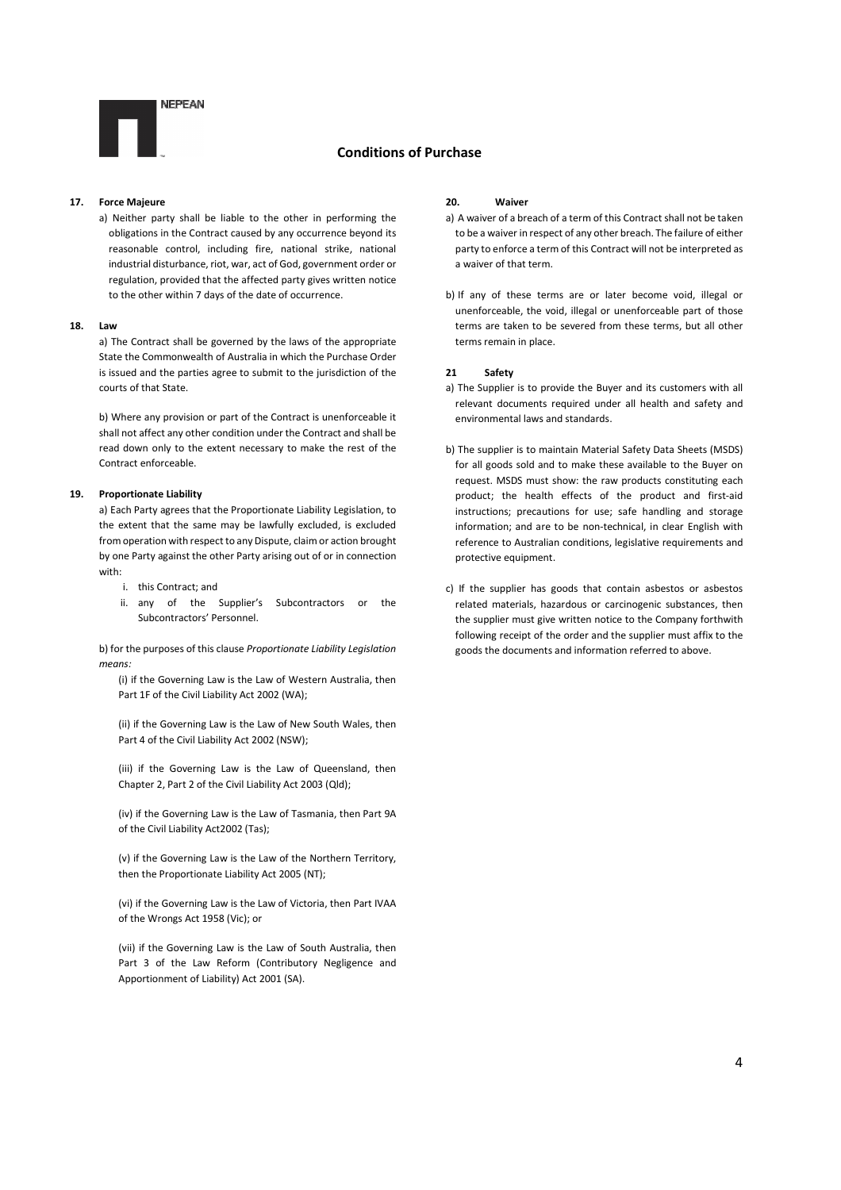## Conditions of Purchase

**17. Force Majeure**

a) Neither party shall be liable to the other in performing the obligations in the Contract caused by any occurrence beyond its reasonable control, including fire, national strike, national industrial disturbance, riot, war, act of God, government order or regulation, provided that the affected party gives written notice to the other within 7 days of the date of occurrence.

**18. Law**

a) The Contract shall be governed by the laws of the appropriate State the Commonwealth of Australia in which the Purchase Order is issued and the parties agree to submit to the jurisdiction of the courts of that State.

b) Where any provision or part of the Contract is unenforceable it shall not affect any other condition under the Contract and shall be read down only to the extent necessary to make the rest of the Contract enforceable.

**19. Proportionate Liability**

a) Each Party agrees that the Proportionate Liability Legislation, to the extent that the same may be lawfully excluded, is excluded from operation with respect to any Dispute, claim or action brought by one Party against the other Party arising out of or in connection with:

i. this Contract; and
ii. any of the Supplier's Subcontractors or the Subcontractors' Personnel.

b) for the purposes of this clause *Proportionate Liability Legislation means:*

(i) if the Governing Law is the Law of Western Australia, then Part 1F of the Civil Liability Act 2002 (WA);

(ii) if the Governing Law is the Law of New South Wales, then Part 4 of the Civil Liability Act 2002 (NSW);

(iii) if the Governing Law is the Law of Queensland, then Chapter 2, Part 2 of the Civil Liability Act 2003 (Qld);

(iv) if the Governing Law is the Law of Tasmania, then Part 9A of the Civil Liability Act2002 (Tas);

(v) if the Governing Law is the Law of the Northern Territory, then the Proportionate Liability Act 2005 (NT);

(vi) if the Governing Law is the Law of Victoria, then Part IVAA of the Wrongs Act 1958 (Vic); or

(vii) if the Governing Law is the Law of South Australia, then Part 3 of the Law Reform (Contributory Negligence and Apportionment of Liability) Act 2001 (SA).

**20. Waiver**

a) A waiver of a breach of a term of this Contract shall not be taken to be a waiver in respect of any other breach. The failure of either party to enforce a term of this Contract will not be interpreted as a waiver of that term.

b) If any of these terms are or later become void, illegal or unenforceable, the void, illegal or unenforceable part of those terms are taken to be severed from these terms, but all other terms remain in place.

**21 Safety**

a) The Supplier is to provide the Buyer and its customers with all relevant documents required under all health and safety and environmental laws and standards.

b) The supplier is to maintain Material Safety Data Sheets (MSDS) for all goods sold and to make these available to the Buyer on request. MSDS must show: the raw products constituting each product; the health effects of the product and first-aid instructions; precautions for use; safe handling and storage information; and are to be non-technical, in clear English with reference to Australian conditions, legislative requirements and protective equipment.

c) If the supplier has goods that contain asbestos or asbestos related materials, hazardous or carcinogenic substances, then the supplier must give written notice to the Company forthwith following receipt of the order and the supplier must affix to the goods the documents and information referred to above.